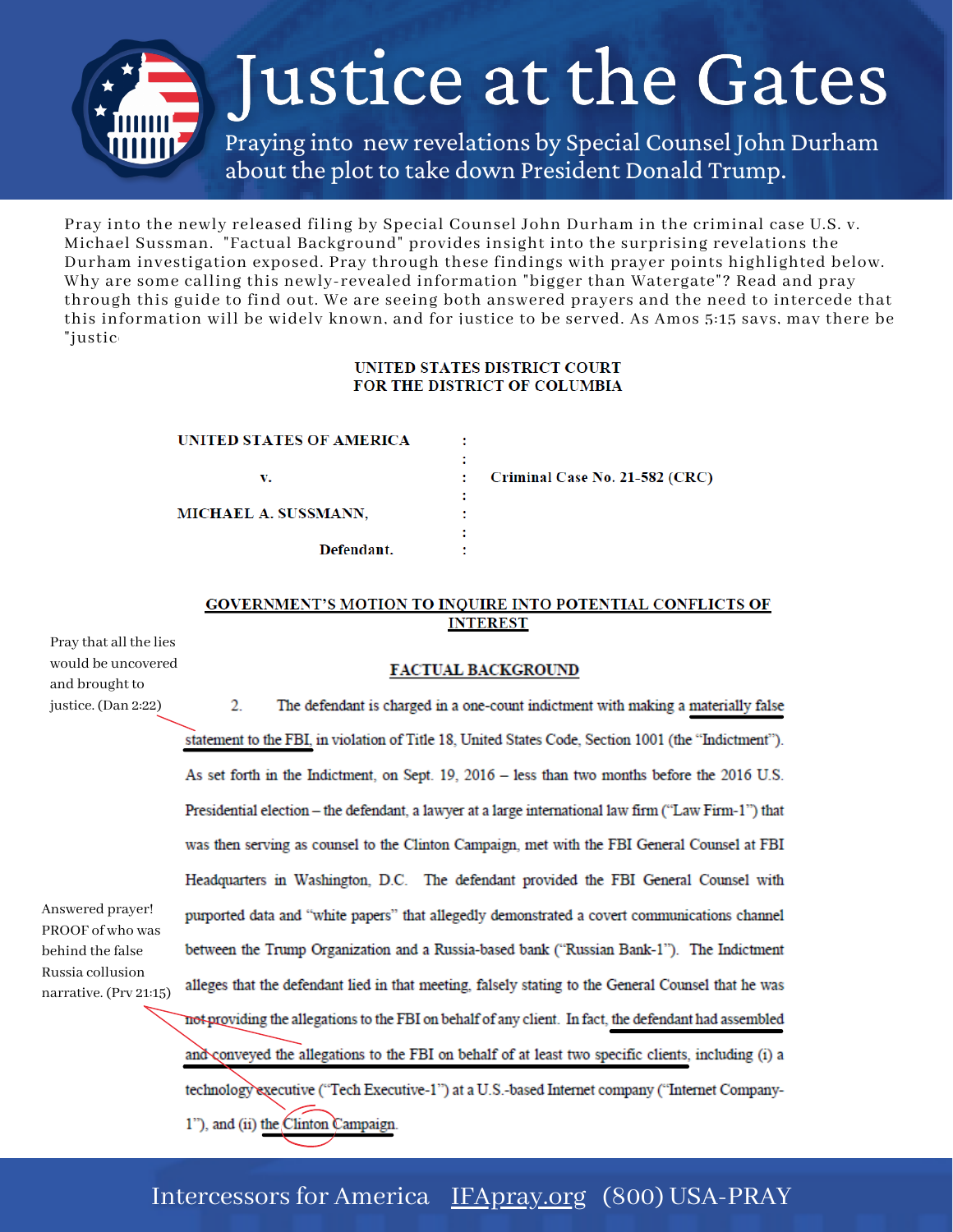# Justice at the Gates

Praying into new revelations by Special Counsel John Durham about the plot to take down President Donald Trump.

Pray into the newly released filing by Special Counsel John Durham in the criminal case U.S. v. Michael Sussman. "Factual Background" provides insight into the surprising revelations the Durham investigation exposed. Pray through these findings with prayer points highlighted below. Why are some calling this newly-revealed information "bigger than Watergate"? Read and pray through this guide to find out. We are seeing both answered prayers and the need to intercede that this information will be widely known, and for justice to be served. As Amos 5:15 says, may there be "justic

**UNITED STATES DISTRICT COURT**
**FOR THE DISTRICT OF COLUMBIA**

| | | |
|---|---|---|
| **UNITED STATES OF AMERICA** | : | |
| | : | |
| **v.** | : | **Criminal Case No. 21-582 (CRC)** |
| | : | |
| **MICHAEL A. SUSSMANN,** | : | |
| | : | |
| **Defendant.** | : | |

## GOVERNMENT'S MOTION TO INQUIRE INTO POTENTIAL CONFLICTS OF INTEREST

### FACTUAL BACKGROUND

Pray that all the lies would be uncovered and brought to justice. (Dan 2:22)

2. The defendant is charged in a one-count indictment with making a materially false statement to the FBI, in violation of Title 18, United States Code, Section 1001 (the "Indictment"). As set forth in the Indictment, on Sept. 19, 2016 – less than two months before the 2016 U.S. Presidential election – the defendant, a lawyer at a large international law firm ("Law Firm-1") that was then serving as counsel to the Clinton Campaign, met with the FBI General Counsel at FBI Headquarters in Washington, D.C. The defendant provided the FBI General Counsel with purported data and "white papers" that allegedly demonstrated a covert communications channel between the Trump Organization and a Russia-based bank ("Russian Bank-1"). The Indictment alleges that the defendant lied in that meeting, falsely stating to the General Counsel that he was not providing the allegations to the FBI on behalf of any client. In fact, the defendant had assembled and conveyed the allegations to the FBI on behalf of at least two specific clients, including (i) a technology executive ("Tech Executive-1") at a U.S.-based Internet company ("Internet Company-1"), and (ii) the Clinton Campaign.

Answered prayer! PROOF of who was behind the false Russia collusion narrative. (Prv 21:15)

Intercessors for America IFApray.org (800) USA-PRAY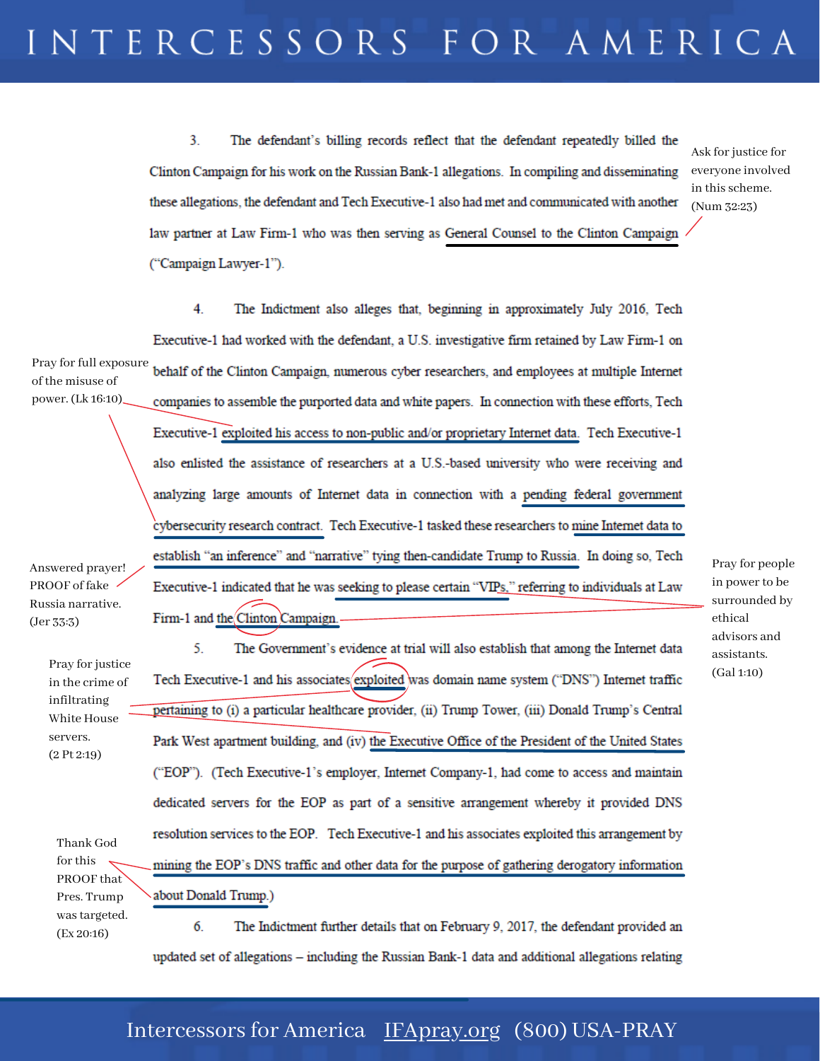3. The defendant's billing records reflect that the defendant repeatedly billed the Clinton Campaign for his work on the Russian Bank-1 allegations. In compiling and disseminating these allegations, the defendant and Tech Executive-1 also had met and communicated with another law partner at Law Firm-1 who was then serving as General Counsel to the Clinton Campaign ("Campaign Lawyer-1").

Ask for justice for everyone involved in this scheme. (Num 32:23)

4. The Indictment also alleges that, beginning in approximately July 2016, Tech Executive-1 had worked with the defendant, a U.S. investigative firm retained by Law Firm-1 on behalf of the Clinton Campaign, numerous cyber researchers, and employees at multiple Internet companies to assemble the purported data and white papers. In connection with these efforts, Tech Executive-1 exploited his access to non-public and/or proprietary Internet data. Tech Executive-1 also enlisted the assistance of researchers at a U.S.-based university who were receiving and analyzing large amounts of Internet data in connection with a pending federal government cybersecurity research contract. Tech Executive-1 tasked these researchers to mine Internet data to establish "an inference" and "narrative" tying then-candidate Trump to Russia. In doing so, Tech Executive-1 indicated that he was seeking to please certain "VIPs," referring to individuals at Law Firm-1 and the Clinton Campaign.

Pray for full exposure of the misuse of power. (Lk 16:10)

Answered prayer! PROOF of fake Russia narrative. (Jer 33:3)

Pray for people in power to be surrounded by ethical advisors and assistants. (Gal 1:10)

5. The Government's evidence at trial will also establish that among the Internet data Tech Executive-1 and his associates exploited was domain name system ("DNS") Internet traffic pertaining to (i) a particular healthcare provider, (ii) Trump Tower, (iii) Donald Trump's Central Park West apartment building, and (iv) the Executive Office of the President of the United States ("EOP"). (Tech Executive-1's employer, Internet Company-1, had come to access and maintain dedicated servers for the EOP as part of a sensitive arrangement whereby it provided DNS resolution services to the EOP. Tech Executive-1 and his associates exploited this arrangement by mining the EOP's DNS traffic and other data for the purpose of gathering derogatory information about Donald Trump.)

Pray for justice in the crime of infiltrating White House servers. (2 Pt 2:19)

Thank God for this PROOF that Pres. Trump was targeted. (Ex 20:16)

6. The Indictment further details that on February 9, 2017, the defendant provided an updated set of allegations – including the Russian Bank-1 data and additional allegations relating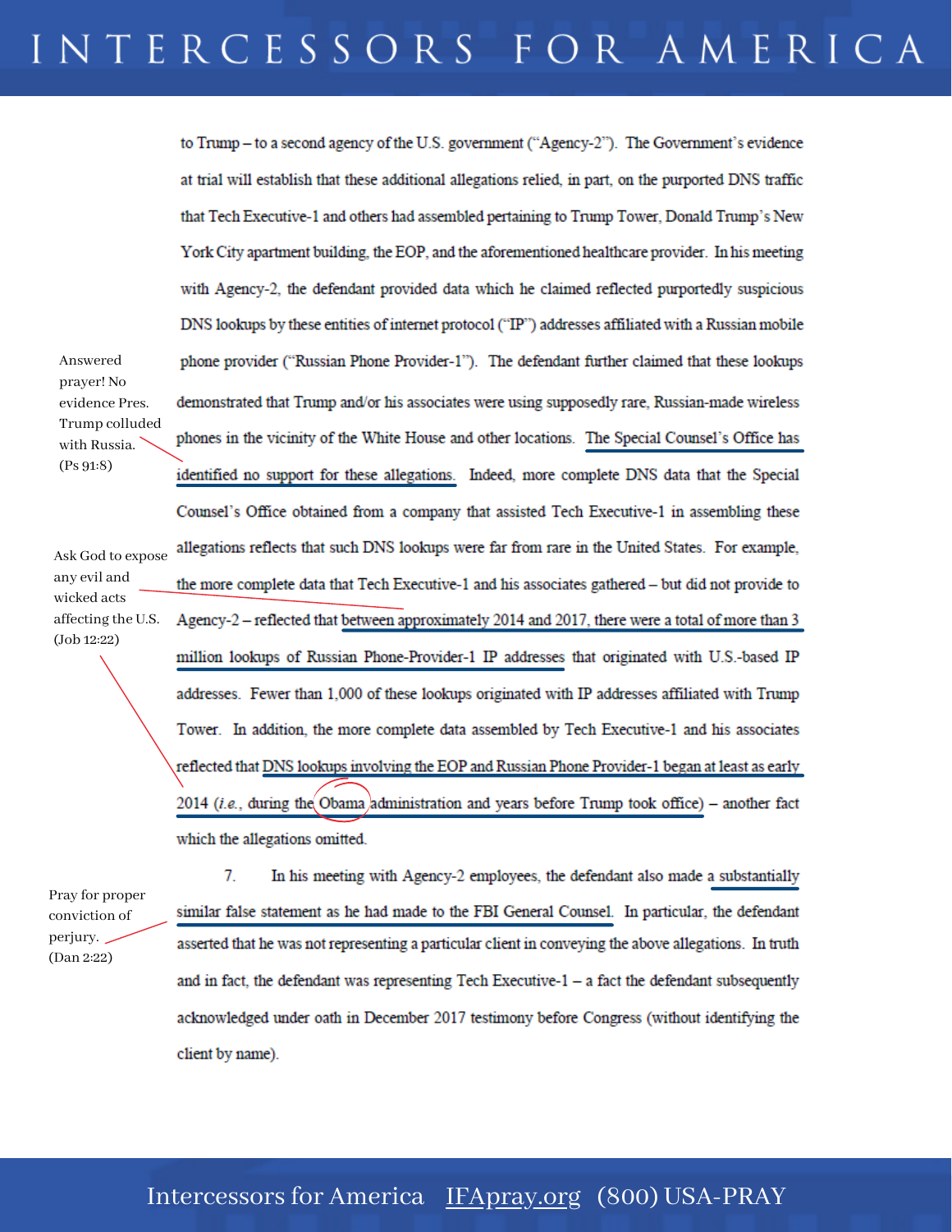to Trump – to a second agency of the U.S. government ("Agency-2"). The Government's evidence at trial will establish that these additional allegations relied, in part, on the purported DNS traffic that Tech Executive-1 and others had assembled pertaining to Trump Tower, Donald Trump's New York City apartment building, the EOP, and the aforementioned healthcare provider. In his meeting with Agency-2, the defendant provided data which he claimed reflected purportedly suspicious DNS lookups by these entities of internet protocol ("IP") addresses affiliated with a Russian mobile phone provider ("Russian Phone Provider-1"). The defendant further claimed that these lookups demonstrated that Trump and/or his associates were using supposedly rare, Russian-made wireless phones in the vicinity of the White House and other locations. The Special Counsel's Office has identified no support for these allegations. Indeed, more complete DNS data that the Special Counsel's Office obtained from a company that assisted Tech Executive-1 in assembling these allegations reflects that such DNS lookups were far from rare in the United States. For example, the more complete data that Tech Executive-1 and his associates gathered – but did not provide to Agency-2 – reflected that between approximately 2014 and 2017, there were a total of more than 3 million lookups of Russian Phone-Provider-1 IP addresses that originated with U.S.-based IP addresses. Fewer than 1,000 of these lookups originated with IP addresses affiliated with Trump Tower. In addition, the more complete data assembled by Tech Executive-1 and his associates reflected that DNS lookups involving the EOP and Russian Phone Provider-1 began at least as early 2014 (*i.e.*, during the Obama administration and years before Trump took office) – another fact which the allegations omitted.

> Answered prayer! No evidence Pres. Trump colluded with Russia. (Ps 91:8)

> Ask God to expose any evil and wicked acts affecting the U.S. (Job 12:22)

7. In his meeting with Agency-2 employees, the defendant also made a substantially similar false statement as he had made to the FBI General Counsel. In particular, the defendant asserted that he was not representing a particular client in conveying the above allegations. In truth and in fact, the defendant was representing Tech Executive-1 – a fact the defendant subsequently acknowledged under oath in December 2017 testimony before Congress (without identifying the client by name).

> Pray for proper conviction of perjury. (Dan 2:22)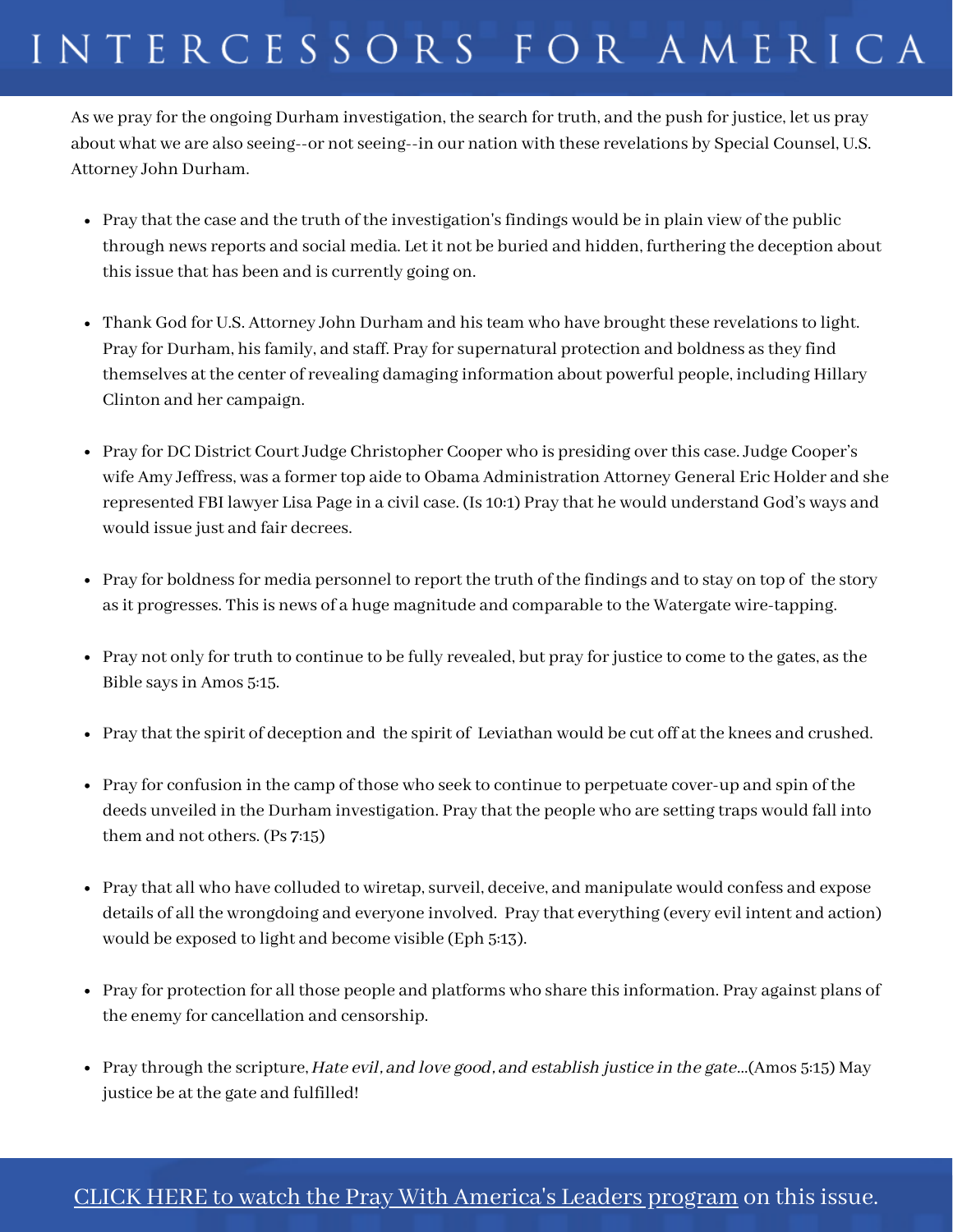# INTERCESSORS FOR AMERICA

As we pray for the ongoing Durham investigation, the search for truth, and the push for justice, let us pray about what we are also seeing--or not seeing--in our nation with these revelations by Special Counsel, U.S. Attorney John Durham.

- Pray that the case and the truth of the investigation's findings would be in plain view of the public through news reports and social media. Let it not be buried and hidden, furthering the deception about this issue that has been and is currently going on.

- Thank God for U.S. Attorney John Durham and his team who have brought these revelations to light. Pray for Durham, his family, and staff. Pray for supernatural protection and boldness as they find themselves at the center of revealing damaging information about powerful people, including Hillary Clinton and her campaign.

- Pray for DC District Court Judge Christopher Cooper who is presiding over this case. Judge Cooper's wife Amy Jeffress, was a former top aide to Obama Administration Attorney General Eric Holder and she represented FBI lawyer Lisa Page in a civil case. (Is 10:1) Pray that he would understand God's ways and would issue just and fair decrees.

- Pray for boldness for media personnel to report the truth of the findings and to stay on top of the story as it progresses. This is news of a huge magnitude and comparable to the Watergate wire-tapping.

- Pray not only for truth to continue to be fully revealed, but pray for justice to come to the gates, as the Bible says in Amos 5:15.

- Pray that the spirit of deception and the spirit of Leviathan would be cut off at the knees and crushed.

- Pray for confusion in the camp of those who seek to continue to perpetuate cover-up and spin of the deeds unveiled in the Durham investigation. Pray that the people who are setting traps would fall into them and not others. (Ps 7:15)

- Pray that all who have colluded to wiretap, surveil, deceive, and manipulate would confess and expose details of all the wrongdoing and everyone involved. Pray that everything (every evil intent and action) would be exposed to light and become visible (Eph 5:13).

- Pray for protection for all those people and platforms who share this information. Pray against plans of the enemy for cancellation and censorship.

- Pray through the scripture, *Hate evil, and love good, and establish justice in the gate*...(Amos 5:15) May justice be at the gate and fulfilled!

CLICK HERE to watch the Pray With America's Leaders program on this issue.